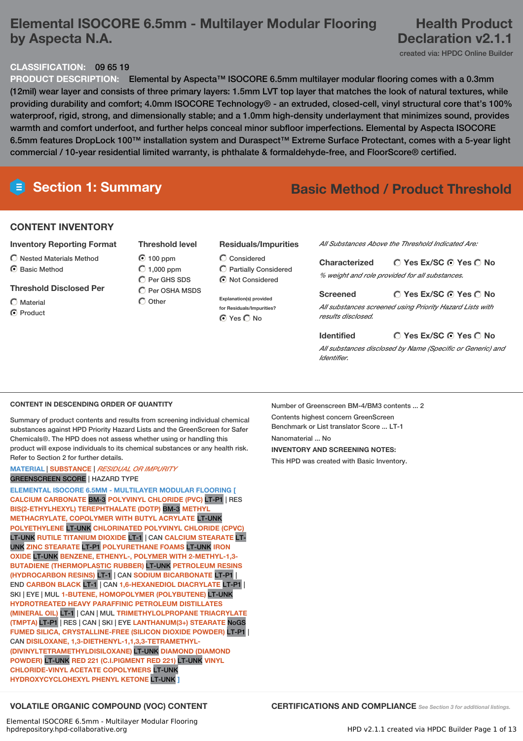# Elemental ISOCORE 6.5mm - Multilayer Modular Flooring by Aspecta N.A.

## Health Product Declaration v2.1.1

created via: HPDC Online Builder

**CLASSIFICATION:** 09 65 19

**PRODUCT DESCRIPTION:** Elemental by Aspecta™ ISOCORE 6.5mm multilayer modular flooring comes with a 0.3mm (12mil) wear layer and consists of three primary layers: 1.5mm LVT top layer that matches the look of natural textures, while providing durability and comfort; 4.0mm ISOCORE Technology® - an extruded, closed-cell, vinyl structural core that's 100% waterproof, rigid, strong, and dimensionally stable; and a 1.0mm high-density underlayment that minimizes sound, provides warmth and comfort underfoot, and further helps conceal minor subfloor imperfections. Elemental by Aspecta ISOCORE 6.5mm features DropLock 100™ installation system and Duraspect™ Extreme Surface Protectant, comes with a 5-year light commercial / 10-year residential limited warranty, is phthalate & formaldehyde-free, and FloorScore® certified.

## Section 1: Summary

**Basic Method / Product Threshold**

### CONTENT INVENTORY

**Inventory Reporting Format**
- ○ Nested Materials Method
- ● Basic Method

**Threshold Disclosed Per**
- ○ Material
- ● Product

**Threshold level**
- ● 100 ppm
- ○ 1,000 ppm
- ○ Per GHS SDS
- ○ Per OSHA MSDS
- ○ Other

**Residuals/Impurities**
- ○ Considered
- ○ Partially Considered
- ● Not Considered

Explanation(s) provided for Residuals/Impurities?
● Yes ○ No

*All Substances Above the Threshold Indicated Are:*

**Characterized** ○ Yes Ex/SC ● Yes ○ No
*% weight and role provided for all substances.*

**Screened** ○ Yes Ex/SC ● Yes ○ No
*All substances screened using Priority Hazard Lists with results disclosed.*

**Identified** ○ Yes Ex/SC ● Yes ○ No
*All substances disclosed by Name (Specific or Generic) and Identifier.*

### CONTENT IN DESCENDING ORDER OF QUANTITY

Summary of product contents and results from screening individual chemical substances against HPD Priority Hazard Lists and the GreenScreen for Safer Chemicals®. The HPD does not assess whether using or handling this product will expose individuals to its chemical substances or any health risk. Refer to Section 2 for further details.

MATERIAL | SUBSTANCE | *RESIDUAL OR IMPURITY*
GREENSCREEN SCORE | HAZARD TYPE

**ELEMENTAL ISOCORE 6.5MM - MULTILAYER MODULAR FLOORING [** CALCIUM CARBONATE BM-3 POLYVINYL CHLORIDE (PVC) LT-P1 | RES BIS(2-ETHYLHEXYL) TEREPHTHALATE (DOTP) BM-3 METHYL METHACRYLATE, COPOLYMER WITH BUTYL ACRYLATE LT-UNK POLYETHYLENE LT-UNK CHLORINATED POLYVINYL CHLORIDE (CPVC) LT-UNK RUTILE TITANIUM DIOXIDE LT-1 | CAN CALCIUM STEARATE LT-UNK ZINC STEARATE LT-P1 POLYURETHANE FOAMS LT-UNK IRON OXIDE LT-UNK BENZENE, ETHENYL-, POLYMER WITH 2-METHYL-1,3-BUTADIENE (THERMOPLASTIC RUBBER) LT-UNK PETROLEUM RESINS (HYDROCARBON RESINS) LT-1 | CAN SODIUM BICARBONATE LT-P1 | END CARBON BLACK LT-1 | CAN 1,6-HEXANEDIOL DIACRYLATE LT-P1 | SKI | EYE | MUL 1-BUTENE, HOMOPOLYMER (POLYBUTENE) LT-UNK HYDROTREATED HEAVY PARAFFINIC PETROLEUM DISTILLATES (MINERAL OIL) LT-1 | CAN | MUL TRIMETHYLOLPROPANE TRIACRYLATE (TMPTA) LT-P1 | RES | CAN | SKI | EYE LANTHANUM(3+) STEARATE NoGS FUMED SILICA, CRYSTALLINE-FREE (SILICON DIOXIDE POWDER) LT-P1 | CAN DISILOXANE, 1,3-DIETHENYL-1,1,3,3-TETRAMETHYL- (DIVINYLTETRAMETHYLDISILOXANE) LT-UNK DIAMOND (DIAMOND POWDER) LT-UNK RED 221 (C.I.PIGMENT RED 221) LT-UNK VINYL CHLORIDE-VINYL ACETATE COPOLYMERS LT-UNK HYDROXYCYCLOHEXYL PHENYL KETONE LT-UNK **]**

Number of Greenscreen BM-4/BM3 contents ... 2

Contents highest concern GreenScreen Benchmark or List translator Score ... LT-1

Nanomaterial ... No

**INVENTORY AND SCREENING NOTES:**

This HPD was created with Basic Inventory.

### VOLATILE ORGANIC COMPOUND (VOC) CONTENT

### CERTIFICATIONS AND COMPLIANCE

*See Section 3 for additional listings.*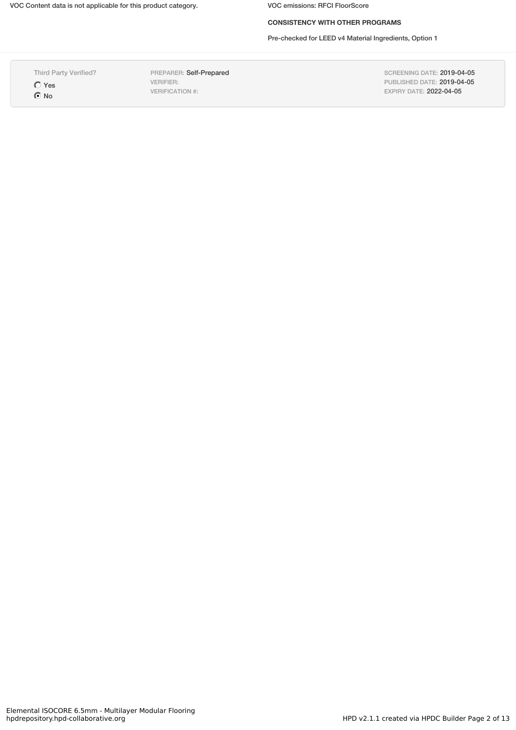VOC Content data is not applicable for this product category.

VOC emissions: RFCI FloorScore

**CONSISTENCY WITH OTHER PROGRAMS**

Pre-checked for LEED v4 Material Ingredients, Option 1

| Third Party Verified? | | |
|---|---|---|
| ○ Yes | PREPARER: Self-Prepared | SCREENING DATE: 2019-04-05 |
| ● No | VERIFIER: | PUBLISHED DATE: 2019-04-05 |
| | VERIFICATION #: | EXPIRY DATE: 2022-04-05 |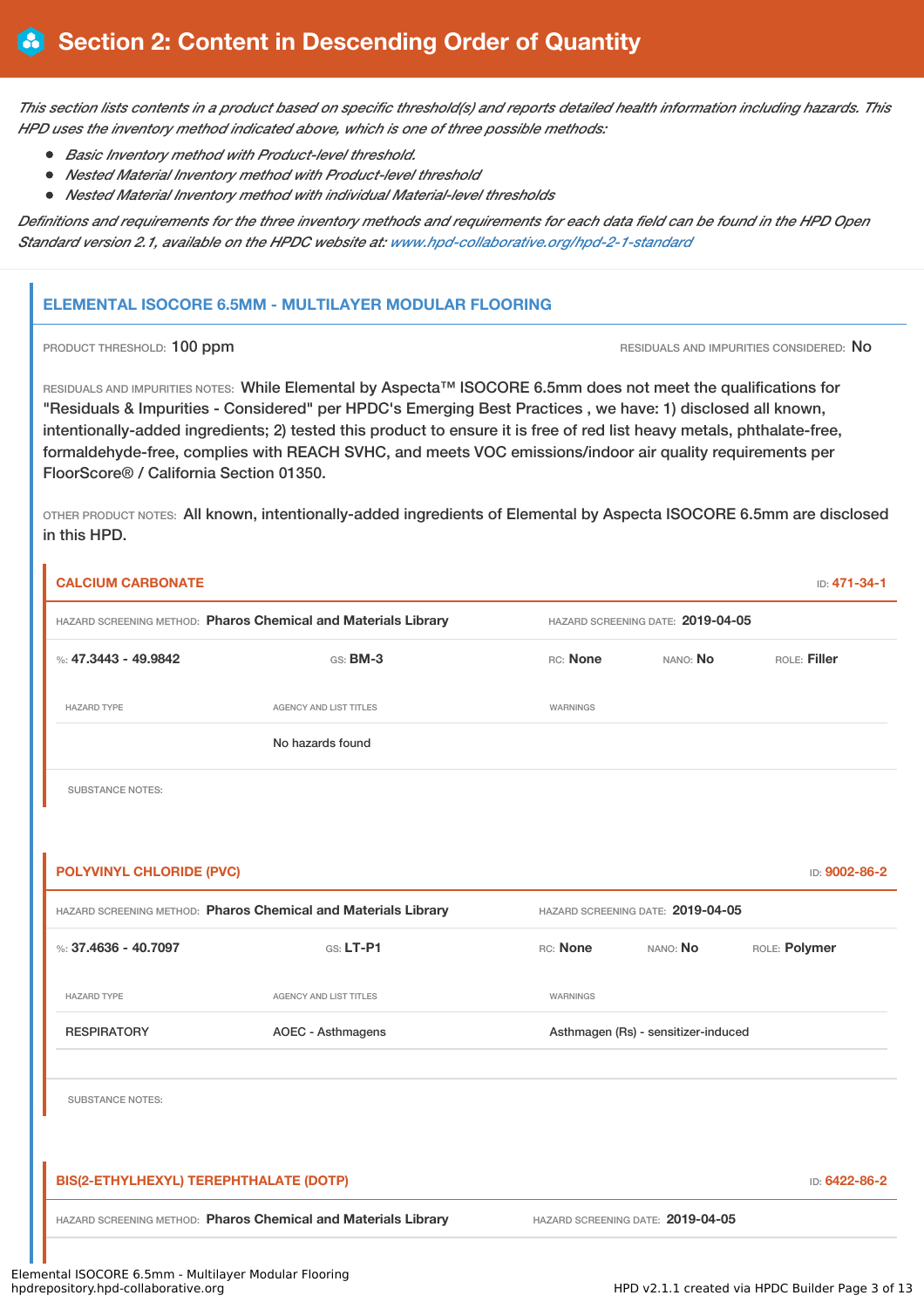# Section 2: Content in Descending Order of Quantity

*This section lists contents in a product based on specific threshold(s) and reports detailed health information including hazards. This HPD uses the inventory method indicated above, which is one of three possible methods:*

- *Basic Inventory method with Product-level threshold.*
- *Nested Material Inventory method with Product-level threshold*
- *Nested Material Inventory method with individual Material-level thresholds*

*Definitions and requirements for the three inventory methods and requirements for each data field can be found in the HPD Open Standard version 2.1, available on the HPDC website at: www.hpd-collaborative.org/hpd-2-1-standard*

## ELEMENTAL ISOCORE 6.5MM - MULTILAYER MODULAR FLOORING

PRODUCT THRESHOLD: 100 ppm

RESIDUALS AND IMPURITIES CONSIDERED: No

RESIDUALS AND IMPURITIES NOTES: While Elemental by Aspecta™ ISOCORE 6.5mm does not meet the qualifications for "Residuals & Impurities - Considered" per HPDC's Emerging Best Practices , we have: 1) disclosed all known, intentionally-added ingredients; 2) tested this product to ensure it is free of red list heavy metals, phthalate-free, formaldehyde-free, complies with REACH SVHC, and meets VOC emissions/indoor air quality requirements per FloorScore® / California Section 01350.

OTHER PRODUCT NOTES: All known, intentionally-added ingredients of Elemental by Aspecta ISOCORE 6.5mm are disclosed in this HPD.

### CALCIUM CARBONATE

ID: 471-34-1

HAZARD SCREENING METHOD: Pharos Chemical and Materials Library

HAZARD SCREENING DATE: 2019-04-05

%: 47.3443 - 49.9842 | GS: BM-3 | RC: None | NANO: No | ROLE: Filler

| HAZARD TYPE | AGENCY AND LIST TITLES | WARNINGS |
|---|---|---|
| | No hazards found | |

SUBSTANCE NOTES:

### POLYVINYL CHLORIDE (PVC)

ID: 9002-86-2

HAZARD SCREENING METHOD: Pharos Chemical and Materials Library

HAZARD SCREENING DATE: 2019-04-05

%: 37.4636 - 40.7097 | GS: LT-P1 | RC: None | NANO: No | ROLE: Polymer

| HAZARD TYPE | AGENCY AND LIST TITLES | WARNINGS |
|---|---|---|
| RESPIRATORY | AOEC - Asthmagens | Asthmagen (Rs) - sensitizer-induced |

SUBSTANCE NOTES:

### BIS(2-ETHYLHEXYL) TEREPHTHALATE (DOTP)

ID: 6422-86-2

HAZARD SCREENING METHOD: Pharos Chemical and Materials Library

HAZARD SCREENING DATE: 2019-04-05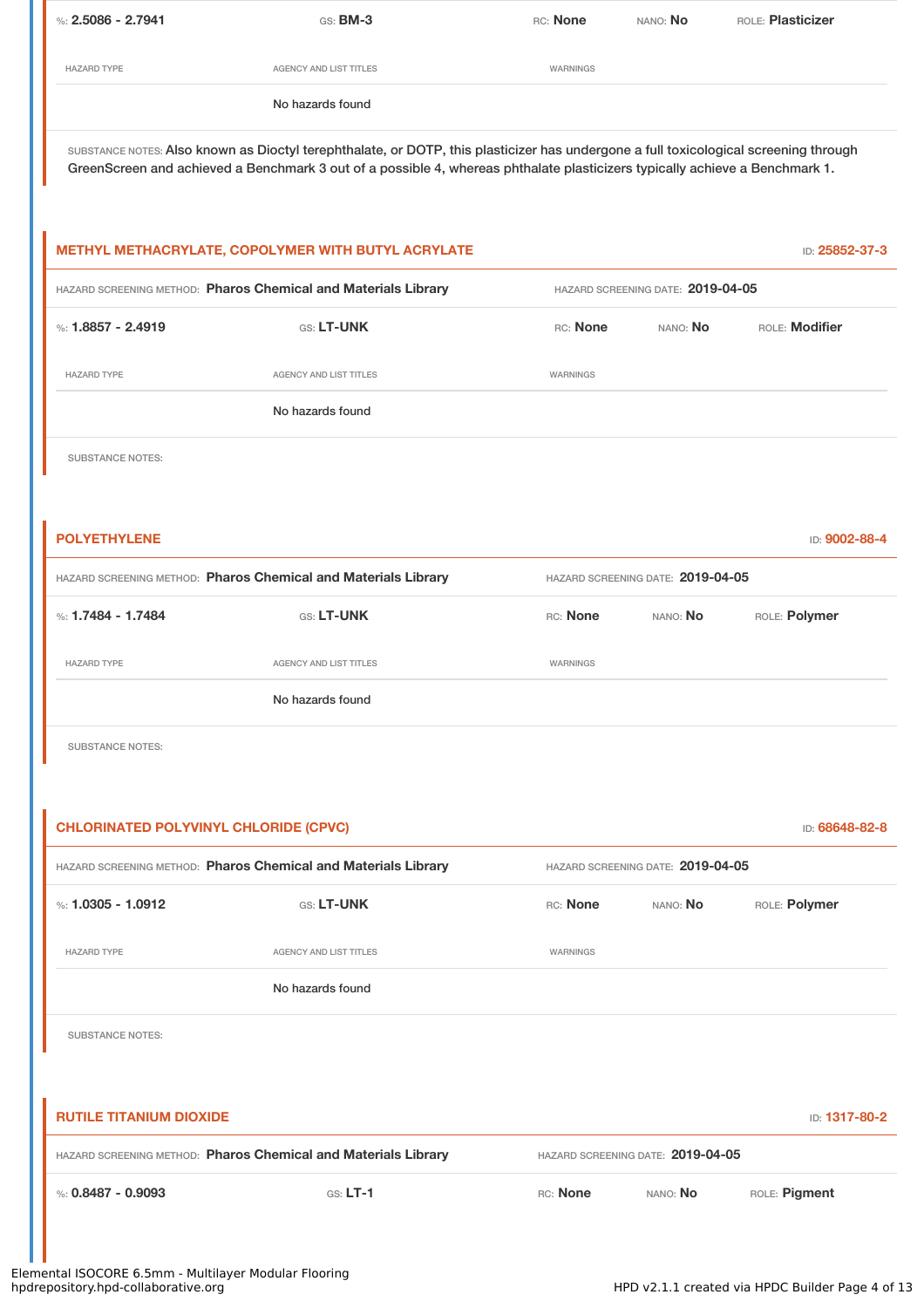%: **2.5086 - 2.7941** GS: **BM-3** RC: **None** NANO: **No** ROLE: **Plasticizer**

| HAZARD TYPE | AGENCY AND LIST TITLES | WARNINGS |
|---|---|---|
| | No hazards found | |

SUBSTANCE NOTES: Also known as Dioctyl terephthalate, or DOTP, this plasticizer has undergone a full toxicological screening through GreenScreen and achieved a Benchmark 3 out of a possible 4, whereas phthalate plasticizers typically achieve a Benchmark 1.

## METHYL METHACRYLATE, COPOLYMER WITH BUTYL ACRYLATE

ID: **25852-37-3**

HAZARD SCREENING METHOD: **Pharos Chemical and Materials Library** HAZARD SCREENING DATE: **2019-04-05**

%: **1.8857 - 2.4919** GS: **LT-UNK** RC: **None** NANO: **No** ROLE: **Modifier**

| HAZARD TYPE | AGENCY AND LIST TITLES | WARNINGS |
|---|---|---|
| | No hazards found | |

SUBSTANCE NOTES:

## POLYETHYLENE

ID: **9002-88-4**

HAZARD SCREENING METHOD: **Pharos Chemical and Materials Library** HAZARD SCREENING DATE: **2019-04-05**

%: **1.7484 - 1.7484** GS: **LT-UNK** RC: **None** NANO: **No** ROLE: **Polymer**

| HAZARD TYPE | AGENCY AND LIST TITLES | WARNINGS |
|---|---|---|
| | No hazards found | |

SUBSTANCE NOTES:

## CHLORINATED POLYVINYL CHLORIDE (CPVC)

ID: **68648-82-8**

HAZARD SCREENING METHOD: **Pharos Chemical and Materials Library** HAZARD SCREENING DATE: **2019-04-05**

%: **1.0305 - 1.0912** GS: **LT-UNK** RC: **None** NANO: **No** ROLE: **Polymer**

| HAZARD TYPE | AGENCY AND LIST TITLES | WARNINGS |
|---|---|---|
| | No hazards found | |

SUBSTANCE NOTES:

## RUTILE TITANIUM DIOXIDE

ID: **1317-80-2**

HAZARD SCREENING METHOD: **Pharos Chemical and Materials Library** HAZARD SCREENING DATE: **2019-04-05**

%: **0.8487 - 0.9093** GS: **LT-1** RC: **None** NANO: **No** ROLE: **Pigment**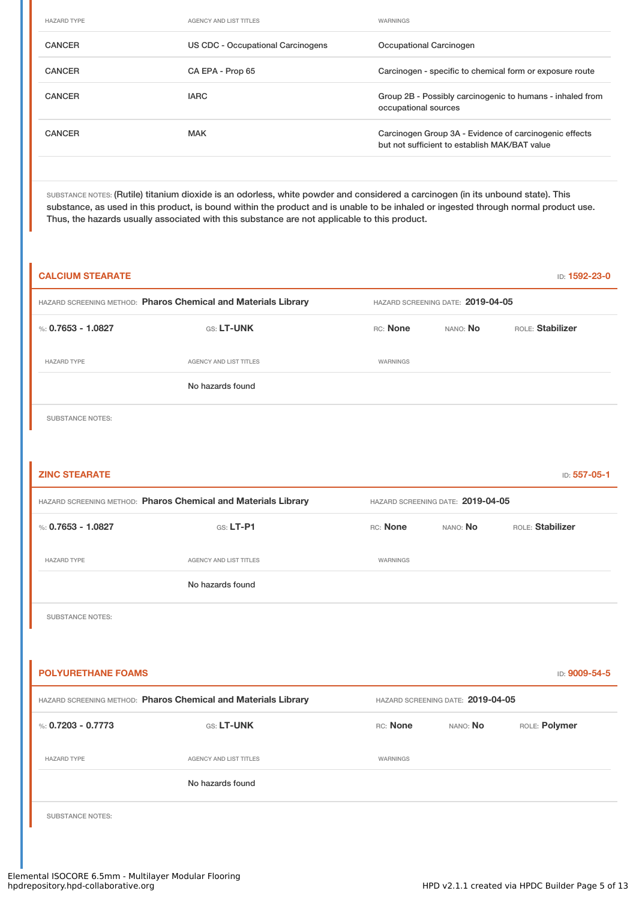| HAZARD TYPE | AGENCY AND LIST TITLES | WARNINGS |
|---|---|---|
| CANCER | US CDC - Occupational Carcinogens | Occupational Carcinogen |
| CANCER | CA EPA - Prop 65 | Carcinogen - specific to chemical form or exposure route |
| CANCER | IARC | Group 2B - Possibly carcinogenic to humans - inhaled from occupational sources |
| CANCER | MAK | Carcinogen Group 3A - Evidence of carcinogenic effects but not sufficient to establish MAK/BAT value |

SUBSTANCE NOTES: (Rutile) titanium dioxide is an odorless, white powder and considered a carcinogen (in its unbound state). This substance, as used in this product, is bound within the product and is unable to be inhaled or ingested through normal product use. Thus, the hazards usually associated with this substance are not applicable to this product.

## CALCIUM STEARATE

ID: **1592-23-0**

HAZARD SCREENING METHOD: **Pharos Chemical and Materials Library** HAZARD SCREENING DATE: **2019-04-05**

%: **0.7653 - 1.0827** GS: **LT-UNK** RC: **None** NANO: **No** ROLE: **Stabilizer**

| HAZARD TYPE | AGENCY AND LIST TITLES | WARNINGS |
|---|---|---|
| | No hazards found | |

SUBSTANCE NOTES:

## ZINC STEARATE

ID: **557-05-1**

HAZARD SCREENING METHOD: **Pharos Chemical and Materials Library** HAZARD SCREENING DATE: **2019-04-05**

%: **0.7653 - 1.0827** GS: **LT-P1** RC: **None** NANO: **No** ROLE: **Stabilizer**

| HAZARD TYPE | AGENCY AND LIST TITLES | WARNINGS |
|---|---|---|
| | No hazards found | |

SUBSTANCE NOTES:

## POLYURETHANE FOAMS

ID: **9009-54-5**

HAZARD SCREENING METHOD: **Pharos Chemical and Materials Library** HAZARD SCREENING DATE: **2019-04-05**

%: **0.7203 - 0.7773** GS: **LT-UNK** RC: **None** NANO: **No** ROLE: **Polymer**

| HAZARD TYPE | AGENCY AND LIST TITLES | WARNINGS |
|---|---|---|
| | No hazards found | |

SUBSTANCE NOTES: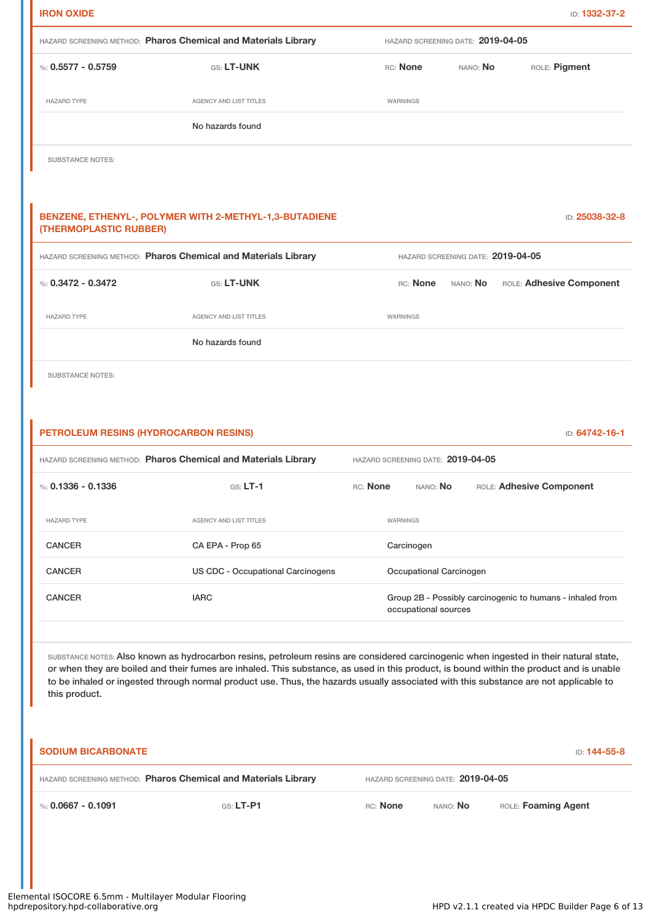### IRON OXIDE

ID: 1332-37-2

HAZARD SCREENING METHOD: **Pharos Chemical and Materials Library** HAZARD SCREENING DATE: **2019-04-05**

%: **0.5577 - 0.5759** GS: **LT-UNK** RC: **None** NANO: **No** ROLE: **Pigment**

| HAZARD TYPE | AGENCY AND LIST TITLES | WARNINGS |
|---|---|---|
| | No hazards found | |

SUBSTANCE NOTES:

### BENZENE, ETHENYL-, POLYMER WITH 2-METHYL-1,3-BUTADIENE (THERMOPLASTIC RUBBER)

ID: 25038-32-8

HAZARD SCREENING METHOD: **Pharos Chemical and Materials Library** HAZARD SCREENING DATE: **2019-04-05**

%: **0.3472 - 0.3472** GS: **LT-UNK** RC: **None** NANO: **No** ROLE: **Adhesive Component**

| HAZARD TYPE | AGENCY AND LIST TITLES | WARNINGS |
|---|---|---|
| | No hazards found | |

SUBSTANCE NOTES:

### PETROLEUM RESINS (HYDROCARBON RESINS)

ID: 64742-16-1

HAZARD SCREENING METHOD: **Pharos Chemical and Materials Library** HAZARD SCREENING DATE: **2019-04-05**

%: **0.1336 - 0.1336** GS: **LT-1** RC: **None** NANO: **No** ROLE: **Adhesive Component**

| HAZARD TYPE | AGENCY AND LIST TITLES | WARNINGS |
|---|---|---|
| CANCER | CA EPA - Prop 65 | Carcinogen |
| CANCER | US CDC - Occupational Carcinogens | Occupational Carcinogen |
| CANCER | IARC | Group 2B - Possibly carcinogenic to humans - inhaled from occupational sources |

SUBSTANCE NOTES: Also known as hydrocarbon resins, petroleum resins are considered carcinogenic when ingested in their natural state, or when they are boiled and their fumes are inhaled. This substance, as used in this product, is bound within the product and is unable to be inhaled or ingested through normal product use. Thus, the hazards usually associated with this substance are not applicable to this product.

### SODIUM BICARBONATE

ID: 144-55-8

HAZARD SCREENING METHOD: **Pharos Chemical and Materials Library** HAZARD SCREENING DATE: **2019-04-05**

%: **0.0667 - 0.1091** GS: **LT-P1** RC: **None** NANO: **No** ROLE: **Foaming Agent**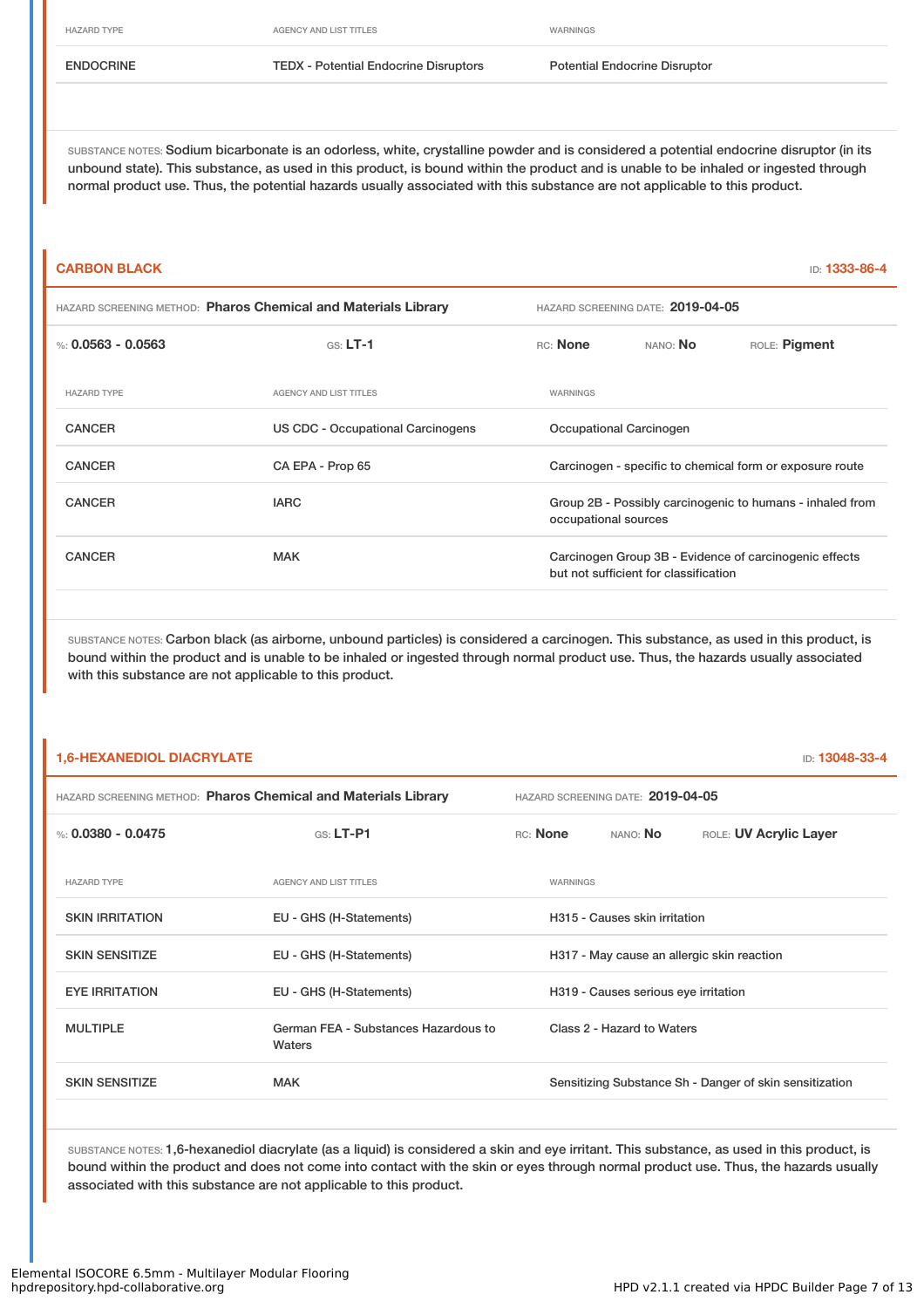| HAZARD TYPE | AGENCY AND LIST TITLES | WARNINGS |
| --- | --- | --- |
| ENDOCRINE | TEDX - Potential Endocrine Disruptors | Potential Endocrine Disruptor |

SUBSTANCE NOTES: Sodium bicarbonate is an odorless, white, crystalline powder and is considered a potential endocrine disruptor (in its unbound state). This substance, as used in this product, is bound within the product and is unable to be inhaled or ingested through normal product use. Thus, the potential hazards usually associated with this substance are not applicable to this product.

## CARBON BLACK

ID: **1333-86-4**

HAZARD SCREENING METHOD: **Pharos Chemical and Materials Library** HAZARD SCREENING DATE: **2019-04-05**

%: **0.0563 - 0.0563** GS: **LT-1** RC: **None** NANO: **No** ROLE: **Pigment**

| HAZARD TYPE | AGENCY AND LIST TITLES | WARNINGS |
| --- | --- | --- |
| CANCER | US CDC - Occupational Carcinogens | Occupational Carcinogen |
| CANCER | CA EPA - Prop 65 | Carcinogen - specific to chemical form or exposure route |
| CANCER | IARC | Group 2B - Possibly carcinogenic to humans - inhaled from occupational sources |
| CANCER | MAK | Carcinogen Group 3B - Evidence of carcinogenic effects but not sufficient for classification |

SUBSTANCE NOTES: Carbon black (as airborne, unbound particles) is considered a carcinogen. This substance, as used in this product, is bound within the product and is unable to be inhaled or ingested through normal product use. Thus, the hazards usually associated with this substance are not applicable to this product.

## 1,6-HEXANEDIOL DIACRYLATE

ID: **13048-33-4**

HAZARD SCREENING METHOD: **Pharos Chemical and Materials Library** HAZARD SCREENING DATE: **2019-04-05**

%: **0.0380 - 0.0475** GS: **LT-P1** RC: **None** NANO: **No** ROLE: **UV Acrylic Layer**

| HAZARD TYPE | AGENCY AND LIST TITLES | WARNINGS |
| --- | --- | --- |
| SKIN IRRITATION | EU - GHS (H-Statements) | H315 - Causes skin irritation |
| SKIN SENSITIZE | EU - GHS (H-Statements) | H317 - May cause an allergic skin reaction |
| EYE IRRITATION | EU - GHS (H-Statements) | H319 - Causes serious eye irritation |
| MULTIPLE | German FEA - Substances Hazardous to Waters | Class 2 - Hazard to Waters |
| SKIN SENSITIZE | MAK | Sensitizing Substance Sh - Danger of skin sensitization |

SUBSTANCE NOTES: 1,6-hexanediol diacrylate (as a liquid) is considered a skin and eye irritant. This substance, as used in this product, is bound within the product and does not come into contact with the skin or eyes through normal product use. Thus, the hazards usually associated with this substance are not applicable to this product.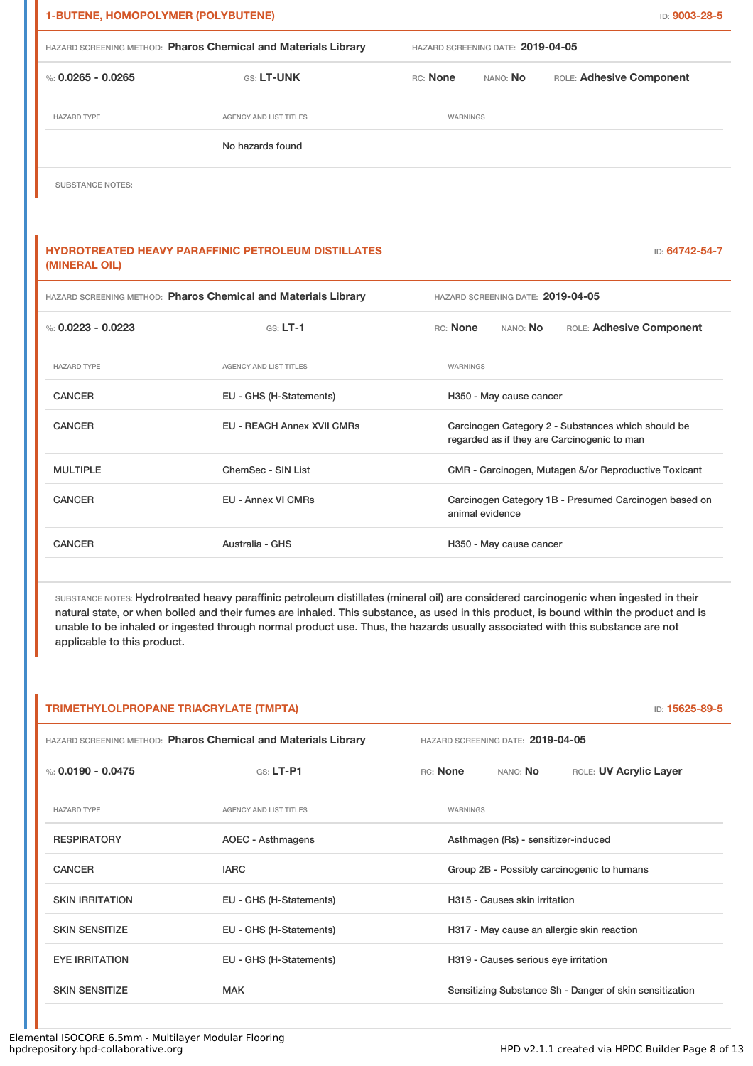## 1-BUTENE, HOMOPOLYMER (POLYBUTENE)

ID: 9003-28-5

HAZARD SCREENING METHOD: **Pharos Chemical and Materials Library** HAZARD SCREENING DATE: **2019-04-05**

%: **0.0265 - 0.0265** GS: **LT-UNK** RC: **None** NANO: **No** ROLE: **Adhesive Component**

| HAZARD TYPE | AGENCY AND LIST TITLES | WARNINGS |
|---|---|---|
| | No hazards found | |

SUBSTANCE NOTES:

## HYDROTREATED HEAVY PARAFFINIC PETROLEUM DISTILLATES (MINERAL OIL)

ID: 64742-54-7

HAZARD SCREENING METHOD: **Pharos Chemical and Materials Library** HAZARD SCREENING DATE: **2019-04-05**

%: **0.0223 - 0.0223** GS: **LT-1** RC: **None** NANO: **No** ROLE: **Adhesive Component**

| HAZARD TYPE | AGENCY AND LIST TITLES | WARNINGS |
|---|---|---|
| CANCER | EU - GHS (H-Statements) | H350 - May cause cancer |
| CANCER | EU - REACH Annex XVII CMRs | Carcinogen Category 2 - Substances which should be regarded as if they are Carcinogenic to man |
| MULTIPLE | ChemSec - SIN List | CMR - Carcinogen, Mutagen &/or Reproductive Toxicant |
| CANCER | EU - Annex VI CMRs | Carcinogen Category 1B - Presumed Carcinogen based on animal evidence |
| CANCER | Australia - GHS | H350 - May cause cancer |

SUBSTANCE NOTES: Hydrotreated heavy paraffinic petroleum distillates (mineral oil) are considered carcinogenic when ingested in their natural state, or when boiled and their fumes are inhaled. This substance, as used in this product, is bound within the product and is unable to be inhaled or ingested through normal product use. Thus, the hazards usually associated with this substance are not applicable to this product.

## TRIMETHYLOLPROPANE TRIACRYLATE (TMPTA)

ID: 15625-89-5

HAZARD SCREENING METHOD: **Pharos Chemical and Materials Library** HAZARD SCREENING DATE: **2019-04-05**

%: **0.0190 - 0.0475** GS: **LT-P1** RC: **None** NANO: **No** ROLE: **UV Acrylic Layer**

| HAZARD TYPE | AGENCY AND LIST TITLES | WARNINGS |
|---|---|---|
| RESPIRATORY | AOEC - Asthmagens | Asthmagen (Rs) - sensitizer-induced |
| CANCER | IARC | Group 2B - Possibly carcinogenic to humans |
| SKIN IRRITATION | EU - GHS (H-Statements) | H315 - Causes skin irritation |
| SKIN SENSITIZE | EU - GHS (H-Statements) | H317 - May cause an allergic skin reaction |
| EYE IRRITATION | EU - GHS (H-Statements) | H319 - Causes serious eye irritation |
| SKIN SENSITIZE | MAK | Sensitizing Substance Sh - Danger of skin sensitization |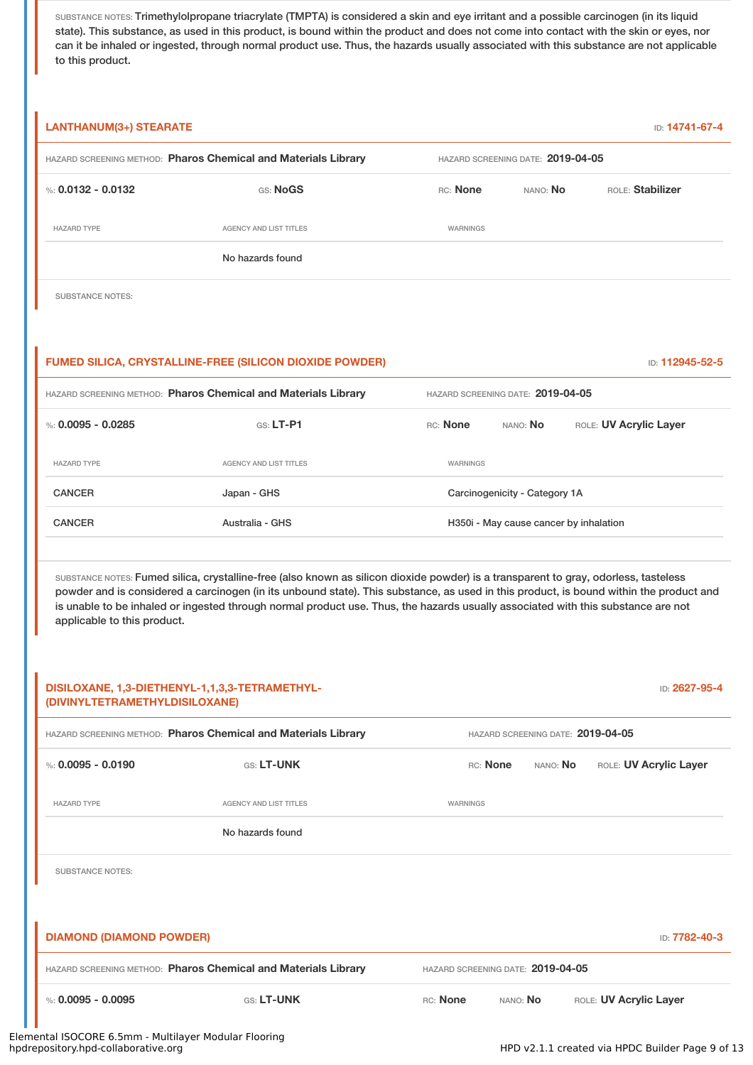SUBSTANCE NOTES: Trimethylolpropane triacrylate (TMPTA) is considered a skin and eye irritant and a possible carcinogen (in its liquid state). This substance, as used in this product, is bound within the product and does not come into contact with the skin or eyes, nor can it be inhaled or ingested, through normal product use. Thus, the hazards usually associated with this substance are not applicable to this product.

### LANTHANUM(3+) STEARATE

ID: 14741-67-4

HAZARD SCREENING METHOD: **Pharos Chemical and Materials Library** HAZARD SCREENING DATE: **2019-04-05**

%: **0.0132 - 0.0132** GS: **NoGS** RC: **None** NANO: **No** ROLE: **Stabilizer**

| HAZARD TYPE | AGENCY AND LIST TITLES | WARNINGS |
|---|---|---|
| | No hazards found | |

SUBSTANCE NOTES:

### FUMED SILICA, CRYSTALLINE-FREE (SILICON DIOXIDE POWDER)

ID: 112945-52-5

HAZARD SCREENING METHOD: **Pharos Chemical and Materials Library** HAZARD SCREENING DATE: **2019-04-05**

%: **0.0095 - 0.0285** GS: **LT-P1** RC: **None** NANO: **No** ROLE: **UV Acrylic Layer**

| HAZARD TYPE | AGENCY AND LIST TITLES | WARNINGS |
|---|---|---|
| CANCER | Japan - GHS | Carcinogenicity - Category 1A |
| CANCER | Australia - GHS | H350i - May cause cancer by inhalation |

SUBSTANCE NOTES: Fumed silica, crystalline-free (also known as silicon dioxide powder) is a transparent to gray, odorless, tasteless powder and is considered a carcinogen (in its unbound state). This substance, as used in this product, is bound within the product and is unable to be inhaled or ingested through normal product use. Thus, the hazards usually associated with this substance are not applicable to this product.

### DISILOXANE, 1,3-DIETHENYL-1,1,3,3-TETRAMETHYL- (DIVINYLTETRAMETHYLDISILOXANE)

ID: 2627-95-4

HAZARD SCREENING METHOD: **Pharos Chemical and Materials Library** HAZARD SCREENING DATE: **2019-04-05**

%: **0.0095 - 0.0190** GS: **LT-UNK** RC: **None** NANO: **No** ROLE: **UV Acrylic Layer**

| HAZARD TYPE | AGENCY AND LIST TITLES | WARNINGS |
|---|---|---|
| | No hazards found | |

SUBSTANCE NOTES:

### DIAMOND (DIAMOND POWDER)

ID: 7782-40-3

HAZARD SCREENING METHOD: **Pharos Chemical and Materials Library** HAZARD SCREENING DATE: **2019-04-05**

%: **0.0095 - 0.0095** GS: **LT-UNK** RC: **None** NANO: **No** ROLE: **UV Acrylic Layer**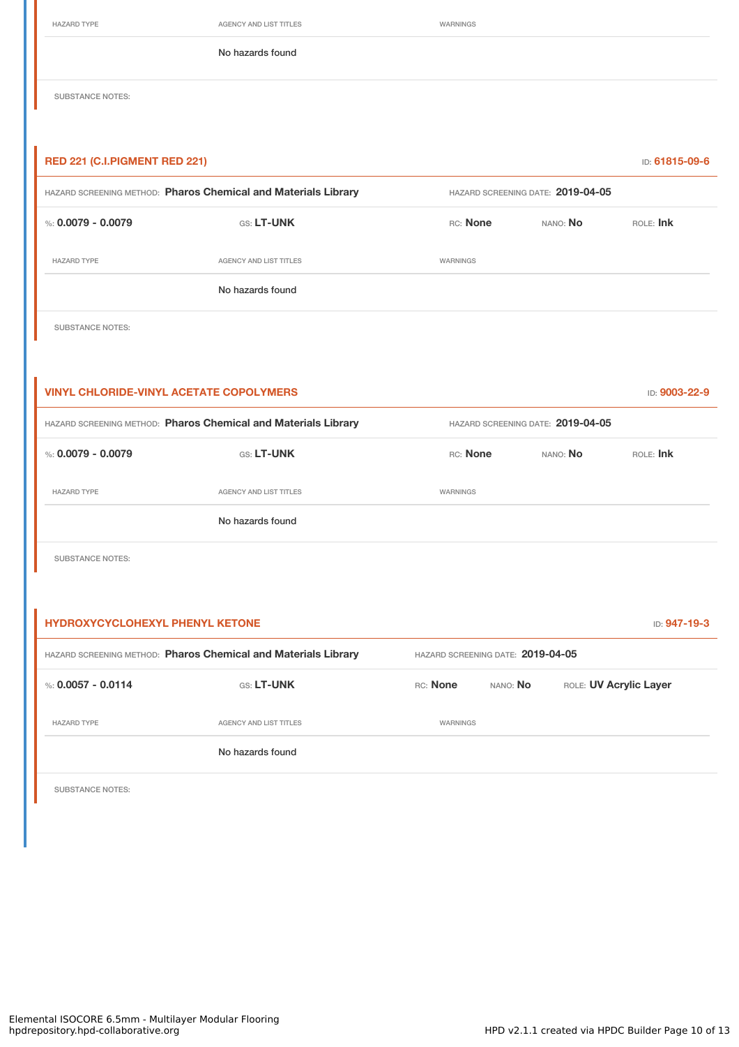| HAZARD TYPE | AGENCY AND LIST TITLES | WARNINGS |
|---|---|---|
| | No hazards found | |

SUBSTANCE NOTES:

### RED 221 (C.I.PIGMENT RED 221)

ID: **61815-09-6**

HAZARD SCREENING METHOD: **Pharos Chemical and Materials Library** HAZARD SCREENING DATE: **2019-04-05**

%: **0.0079 - 0.0079** GS: **LT-UNK** RC: **None** NANO: **No** ROLE: **Ink**

| HAZARD TYPE | AGENCY AND LIST TITLES | WARNINGS |
|---|---|---|
| | No hazards found | |

SUBSTANCE NOTES:

### VINYL CHLORIDE-VINYL ACETATE COPOLYMERS

ID: **9003-22-9**

HAZARD SCREENING METHOD: **Pharos Chemical and Materials Library** HAZARD SCREENING DATE: **2019-04-05**

%: **0.0079 - 0.0079** GS: **LT-UNK** RC: **None** NANO: **No** ROLE: **Ink**

| HAZARD TYPE | AGENCY AND LIST TITLES | WARNINGS |
|---|---|---|
| | No hazards found | |

SUBSTANCE NOTES:

### HYDROXYCYCLOHEXYL PHENYL KETONE

ID: **947-19-3**

HAZARD SCREENING METHOD: **Pharos Chemical and Materials Library** HAZARD SCREENING DATE: **2019-04-05**

%: **0.0057 - 0.0114** GS: **LT-UNK** RC: **None** NANO: **No** ROLE: **UV Acrylic Layer**

| HAZARD TYPE | AGENCY AND LIST TITLES | WARNINGS |
|---|---|---|
| | No hazards found | |

SUBSTANCE NOTES: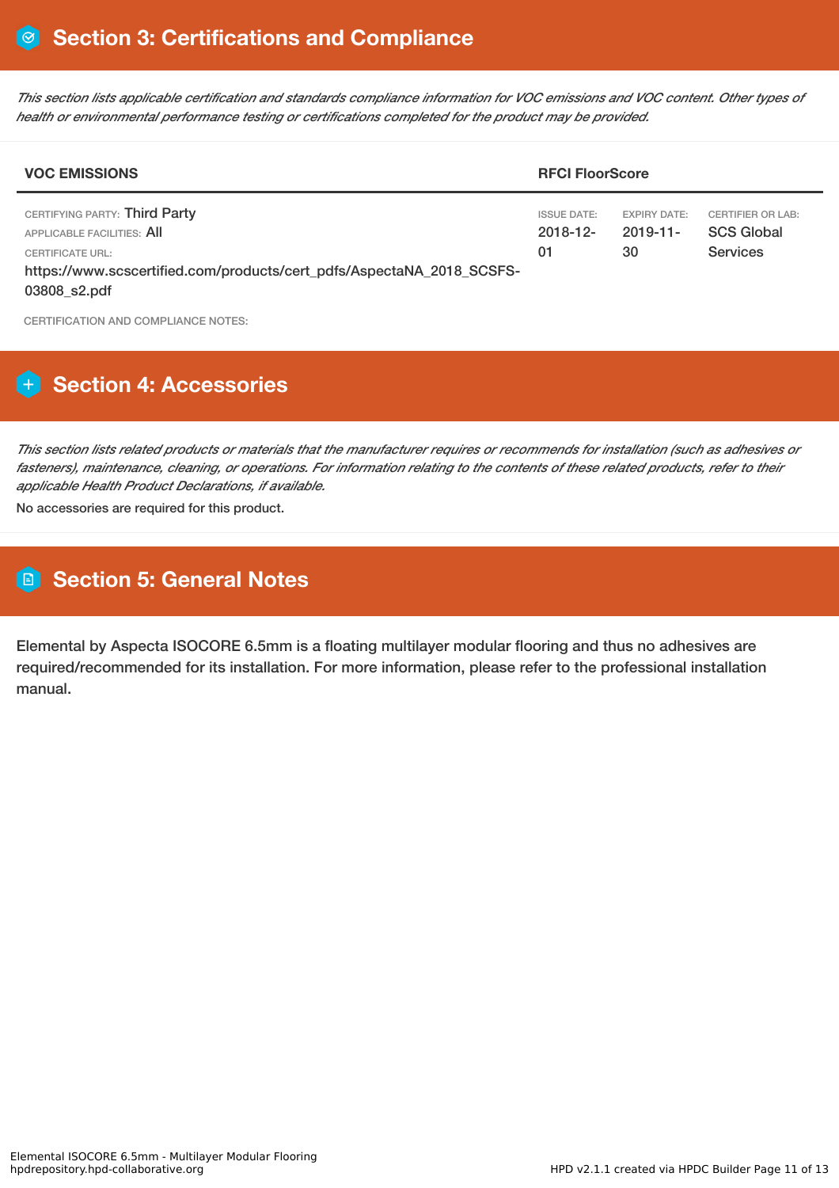## Section 3: Certifications and Compliance

*This section lists applicable certification and standards compliance information for VOC emissions and VOC content. Other types of health or environmental performance testing or certifications completed for the product may be provided.*

| VOC EMISSIONS | RFCI FloorScore | | |
|---|---|---|---|
| CERTIFYING PARTY: Third Party<br>APPLICABLE FACILITIES: All<br>CERTIFICATE URL:<br>https://www.scscertified.com/products/cert_pdfs/AspectaNA_2018_SCSFS-03808_s2.pdf | ISSUE DATE:<br>2018-12-01 | EXPIRY DATE:<br>2019-11-30 | CERTIFIER OR LAB:<br>SCS Global Services |

CERTIFICATION AND COMPLIANCE NOTES:

## Section 4: Accessories

*This section lists related products or materials that the manufacturer requires or recommends for installation (such as adhesives or fasteners), maintenance, cleaning, or operations. For information relating to the contents of these related products, refer to their applicable Health Product Declarations, if available.*

No accessories are required for this product.

## Section 5: General Notes

Elemental by Aspecta ISOCORE 6.5mm is a floating multilayer modular flooring and thus no adhesives are required/recommended for its installation. For more information, please refer to the professional installation manual.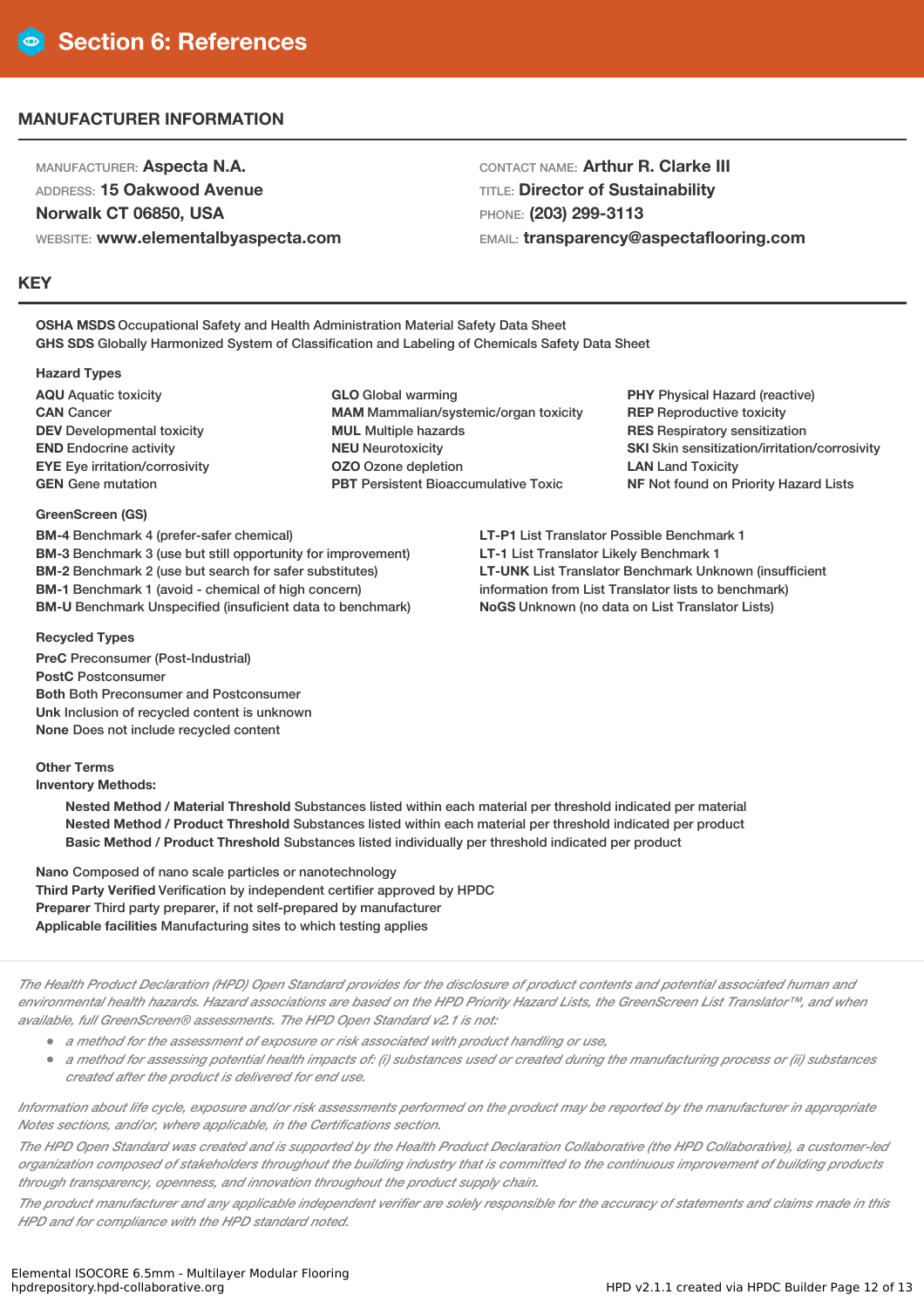# Section 6: References

## MANUFACTURER INFORMATION

MANUFACTURER: **Aspecta N.A.**
ADDRESS: **15 Oakwood Avenue**
**Norwalk CT 06850, USA**
WEBSITE: **www.elementalbyaspecta.com**

CONTACT NAME: **Arthur R. Clarke III**
TITLE: **Director of Sustainability**
PHONE: **(203) 299-3113**
EMAIL: **transparency@aspectaflooring.com**

## KEY

**OSHA MSDS** Occupational Safety and Health Administration Material Safety Data Sheet
**GHS SDS** Globally Harmonized System of Classification and Labeling of Chemicals Safety Data Sheet

### Hazard Types

**AQU** Aquatic toxicity
**CAN** Cancer
**DEV** Developmental toxicity
**END** Endocrine activity
**EYE** Eye irritation/corrosivity
**GEN** Gene mutation
**GLO** Global warming
**MAM** Mammalian/systemic/organ toxicity
**MUL** Multiple hazards
**NEU** Neurotoxicity
**OZO** Ozone depletion
**PBT** Persistent Bioaccumulative Toxic
**PHY** Physical Hazard (reactive)
**REP** Reproductive toxicity
**RES** Respiratory sensitization
**SKI** Skin sensitization/irritation/corrosivity
**LAN** Land Toxicity
**NF** Not found on Priority Hazard Lists

### GreenScreen (GS)

**BM-4** Benchmark 4 (prefer-safer chemical)
**BM-3** Benchmark 3 (use but still opportunity for improvement)
**BM-2** Benchmark 2 (use but search for safer substitutes)
**BM-1** Benchmark 1 (avoid - chemical of high concern)
**BM-U** Benchmark Unspecified (insuficient data to benchmark)
**LT-P1** List Translator Possible Benchmark 1
**LT-1** List Translator Likely Benchmark 1
**LT-UNK** List Translator Benchmark Unknown (insufficient information from List Translator lists to benchmark)
**NoGS** Unknown (no data on List Translator Lists)

### Recycled Types

**PreC** Preconsumer (Post-Industrial)
**PostC** Postconsumer
**Both** Both Preconsumer and Postconsumer
**Unk** Inclusion of recycled content is unknown
**None** Does not include recycled content

### Other Terms

**Inventory Methods:**

- **Nested Method / Material Threshold** Substances listed within each material per threshold indicated per material
- **Nested Method / Product Threshold** Substances listed within each material per threshold indicated per product
- **Basic Method / Product Threshold** Substances listed individually per threshold indicated per product

**Nano** Composed of nano scale particles or nanotechnology
**Third Party Verified** Verification by independent certifier approved by HPDC
**Preparer** Third party preparer, if not self-prepared by manufacturer
**Applicable facilities** Manufacturing sites to which testing applies

*The Health Product Declaration (HPD) Open Standard provides for the disclosure of product contents and potential associated human and environmental health hazards. Hazard associations are based on the HPD Priority Hazard Lists, the GreenScreen List Translator™, and when available, full GreenScreen® assessments. The HPD Open Standard v2.1 is not:*

- *a method for the assessment of exposure or risk associated with product handling or use,*
- *a method for assessing potential health impacts of: (i) substances used or created during the manufacturing process or (ii) substances created after the product is delivered for end use.*

*Information about life cycle, exposure and/or risk assessments performed on the product may be reported by the manufacturer in appropriate Notes sections, and/or, where applicable, in the Certifications section.*

*The HPD Open Standard was created and is supported by the Health Product Declaration Collaborative (the HPD Collaborative), a customer-led organization composed of stakeholders throughout the building industry that is committed to the continuous improvement of building products through transparency, openness, and innovation throughout the product supply chain.*

*The product manufacturer and any applicable independent verifier are solely responsible for the accuracy of statements and claims made in this HPD and for compliance with the HPD standard noted.*